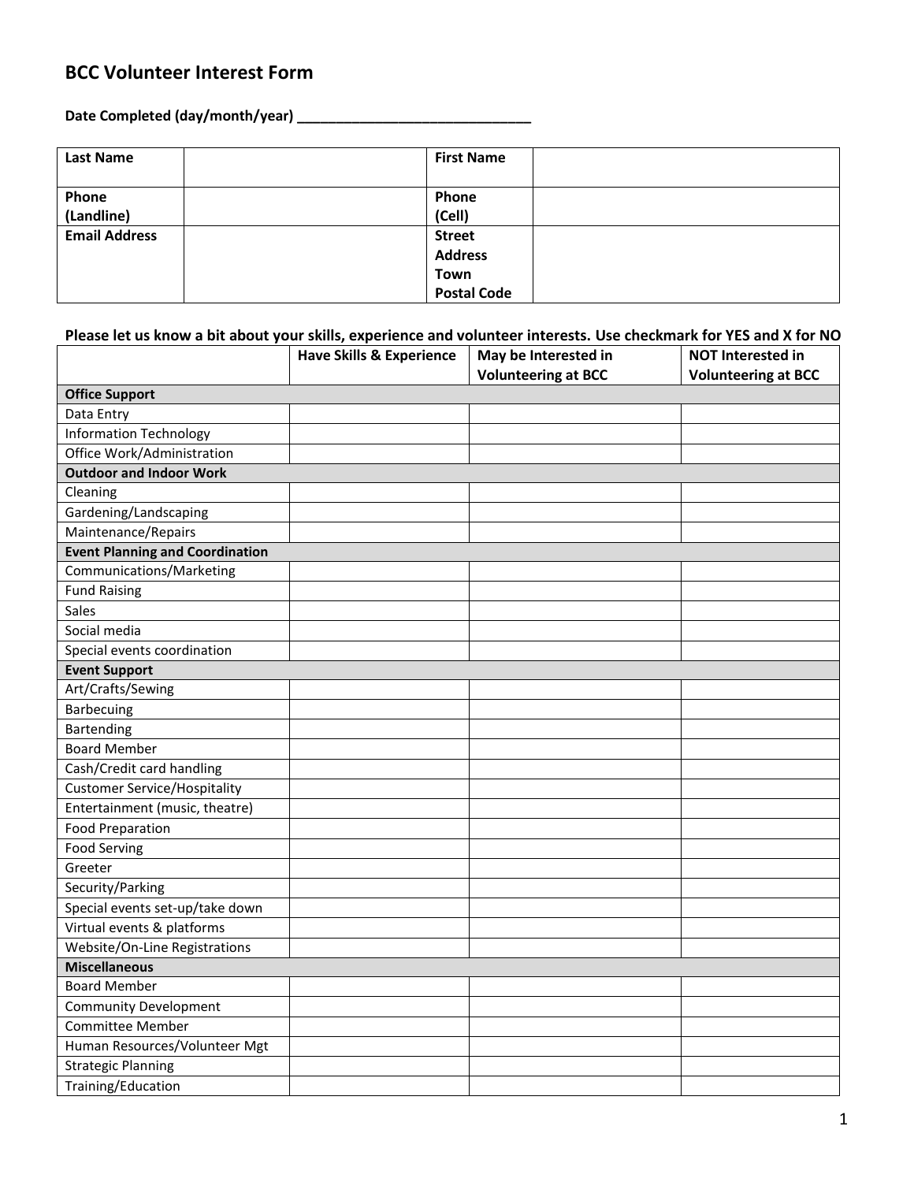# BCC Volunteer Interest Form

**Date Completed (day/month/year) ______________________________**

| **Last Name** | | **First Name** | |
|---|---|---|---|
| **Phone (Landline)** | | **Phone (Cell)** | |
| **Email Address** | | **Street Address Town Postal Code** | |

**Please let us know a bit about your skills, experience and volunteer interests. Use checkmark for YES and X for NO**

| | **Have Skills & Experience** | **May be Interested in Volunteering at BCC** | **NOT Interested in Volunteering at BCC** |
|---|---|---|---|
| **Office Support** | | | |
| Data Entry | | | |
| Information Technology | | | |
| Office Work/Administration | | | |
| **Outdoor and Indoor Work** | | | |
| Cleaning | | | |
| Gardening/Landscaping | | | |
| Maintenance/Repairs | | | |
| **Event Planning and Coordination** | | | |
| Communications/Marketing | | | |
| Fund Raising | | | |
| Sales | | | |
| Social media | | | |
| Special events coordination | | | |
| **Event Support** | | | |
| Art/Crafts/Sewing | | | |
| Barbecuing | | | |
| Bartending | | | |
| Board Member | | | |
| Cash/Credit card handling | | | |
| Customer Service/Hospitality | | | |
| Entertainment (music, theatre) | | | |
| Food Preparation | | | |
| Food Serving | | | |
| Greeter | | | |
| Security/Parking | | | |
| Special events set-up/take down | | | |
| Virtual events & platforms | | | |
| Website/On-Line Registrations | | | |
| **Miscellaneous** | | | |
| Board Member | | | |
| Community Development | | | |
| Committee Member | | | |
| Human Resources/Volunteer Mgt | | | |
| Strategic Planning | | | |
| Training/Education | | | |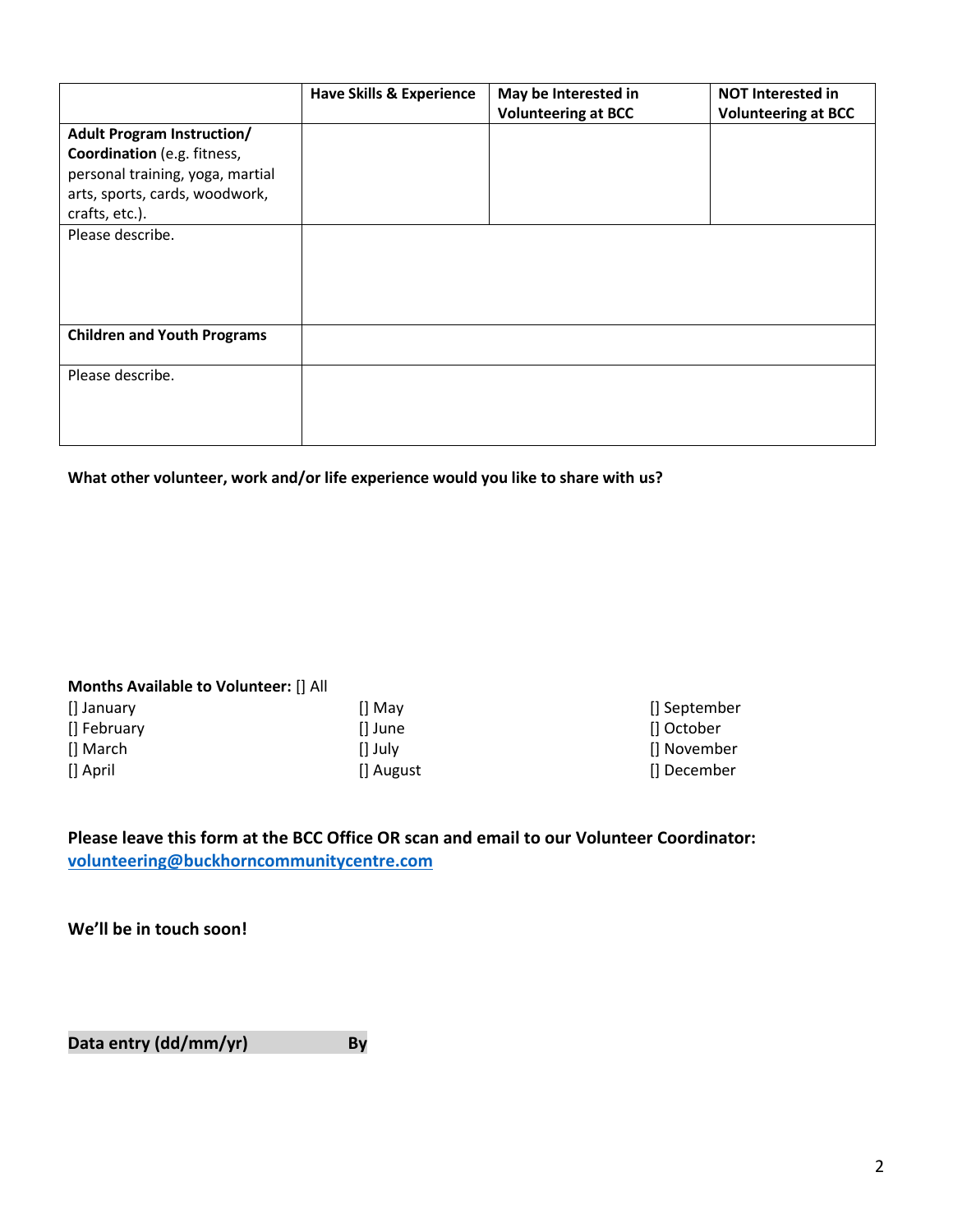| | Have Skills & Experience | May be Interested in Volunteering at BCC | NOT Interested in Volunteering at BCC |
|---|---|---|---|
| **Adult Program Instruction/ Coordination** (e.g. fitness, personal training, yoga, martial arts, sports, cards, woodwork, crafts, etc.). | | | |
| Please describe. | | | |
| **Children and Youth Programs** | | | |
| Please describe. | | | |

**What other volunteer, work and/or life experience would you like to share with us?**

**Months Available to Volunteer:** [] All

[] January
[] February
[] March
[] April
[] May
[] June
[] July
[] August
[] September
[] October
[] November
[] December

**Please leave this form at the BCC Office OR scan and email to our Volunteer Coordinator:**
**volunteering@buckhorncommunitycentre.com**

**We'll be in touch soon!**

**Data entry (dd/mm/yr) By**